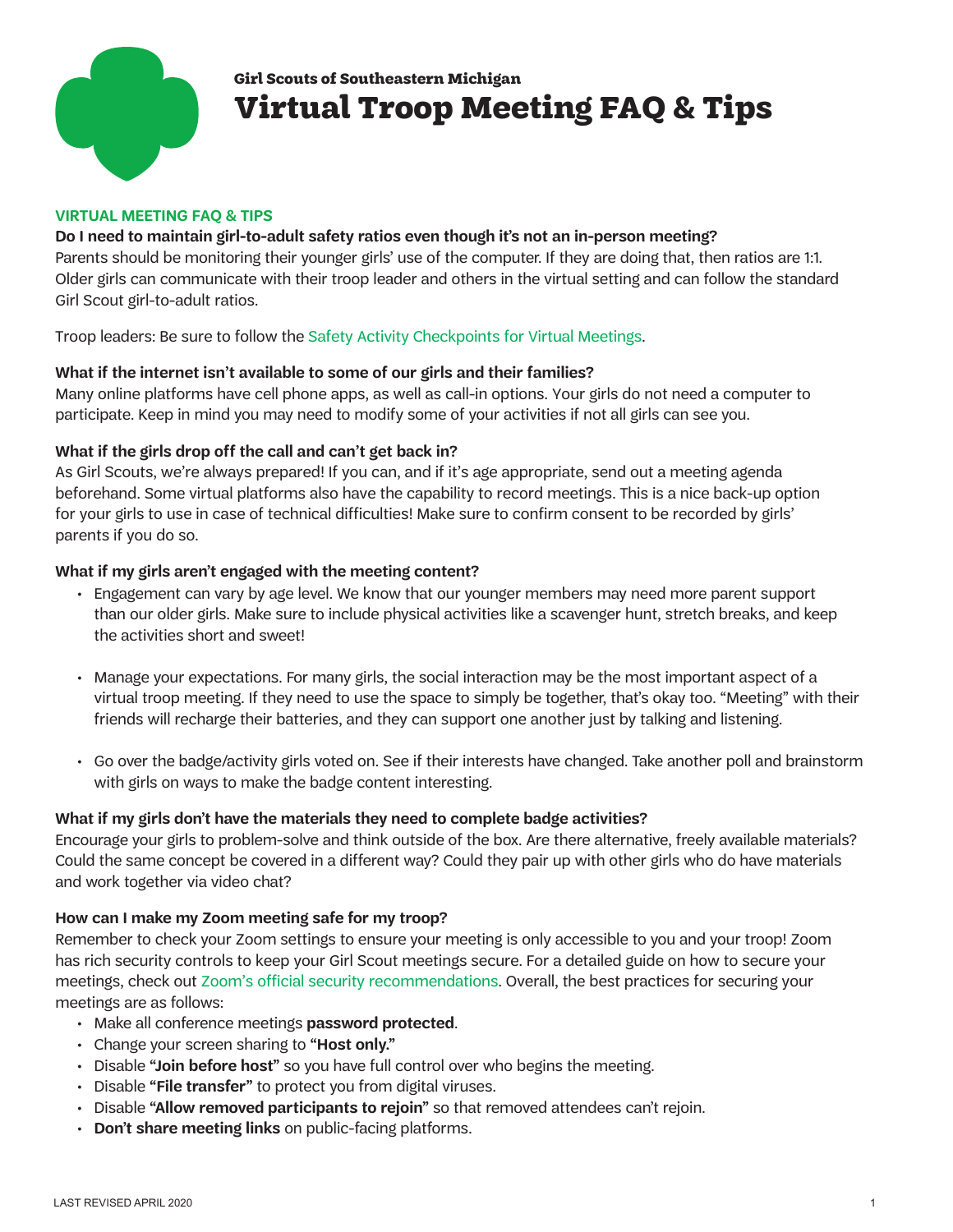Girl Scouts of Southeastern Michigan

# Virtual Troop Meeting FAQ & Tips

## VIRTUAL MEETING FAQ & TIPS

**Do I need to maintain girl-to-adult safety ratios even though it's not an in-person meeting?**

Parents should be monitoring their younger girls' use of the computer. If they are doing that, then ratios are 1:1. Older girls can communicate with their troop leader and others in the virtual setting and can follow the standard Girl Scout girl-to-adult ratios.

Troop leaders: Be sure to follow the Safety Activity Checkpoints for Virtual Meetings.

**What if the internet isn't available to some of our girls and their families?**

Many online platforms have cell phone apps, as well as call-in options. Your girls do not need a computer to participate. Keep in mind you may need to modify some of your activities if not all girls can see you.

**What if the girls drop off the call and can't get back in?**

As Girl Scouts, we're always prepared! If you can, and if it's age appropriate, send out a meeting agenda beforehand. Some virtual platforms also have the capability to record meetings. This is a nice back-up option for your girls to use in case of technical difficulties! Make sure to confirm consent to be recorded by girls' parents if you do so.

**What if my girls aren't engaged with the meeting content?**

- Engagement can vary by age level. We know that our younger members may need more parent support than our older girls. Make sure to include physical activities like a scavenger hunt, stretch breaks, and keep the activities short and sweet!
- Manage your expectations. For many girls, the social interaction may be the most important aspect of a virtual troop meeting. If they need to use the space to simply be together, that's okay too. "Meeting" with their friends will recharge their batteries, and they can support one another just by talking and listening.
- Go over the badge/activity girls voted on. See if their interests have changed. Take another poll and brainstorm with girls on ways to make the badge content interesting.

**What if my girls don't have the materials they need to complete badge activities?**

Encourage your girls to problem-solve and think outside of the box. Are there alternative, freely available materials? Could the same concept be covered in a different way? Could they pair up with other girls who do have materials and work together via video chat?

**How can I make my Zoom meeting safe for my troop?**

Remember to check your Zoom settings to ensure your meeting is only accessible to you and your troop! Zoom has rich security controls to keep your Girl Scout meetings secure. For a detailed guide on how to secure your meetings, check out Zoom's official security recommendations. Overall, the best practices for securing your meetings are as follows:

- Make all conference meetings **password protected**.
- Change your screen sharing to **"Host only."**
- Disable **"Join before host"** so you have full control over who begins the meeting.
- Disable **"File transfer"** to protect you from digital viruses.
- Disable **"Allow removed participants to rejoin"** so that removed attendees can't rejoin.
- **Don't share meeting links** on public-facing platforms.

LAST REVISED APRIL 2020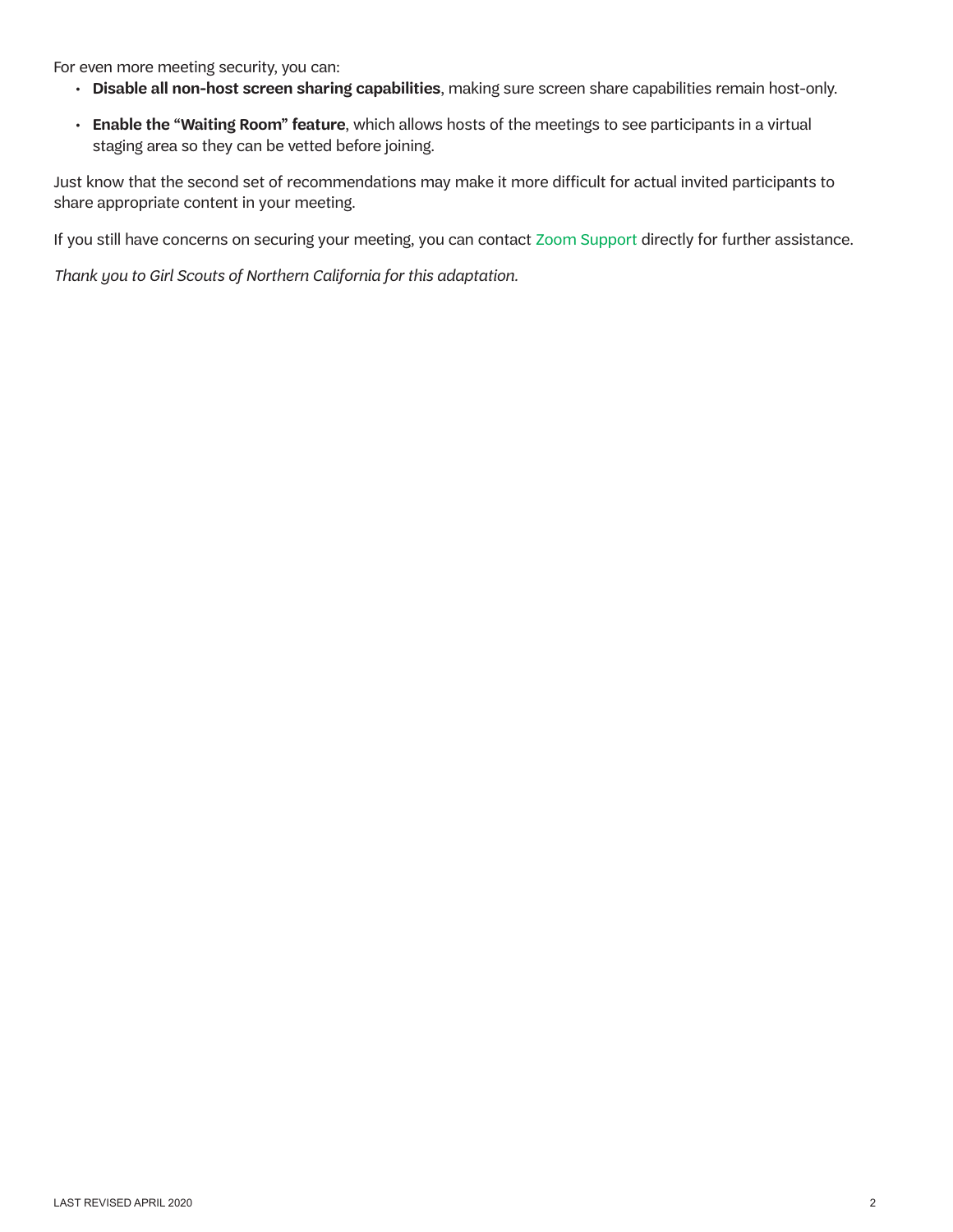For even more meeting security, you can:

- **Disable all non-host screen sharing capabilities**, making sure screen share capabilities remain host-only.
- **Enable the "Waiting Room" feature**, which allows hosts of the meetings to see participants in a virtual staging area so they can be vetted before joining.

Just know that the second set of recommendations may make it more difficult for actual invited participants to share appropriate content in your meeting.

If you still have concerns on securing your meeting, you can contact Zoom Support directly for further assistance.

*Thank you to Girl Scouts of Northern California for this adaptation.*